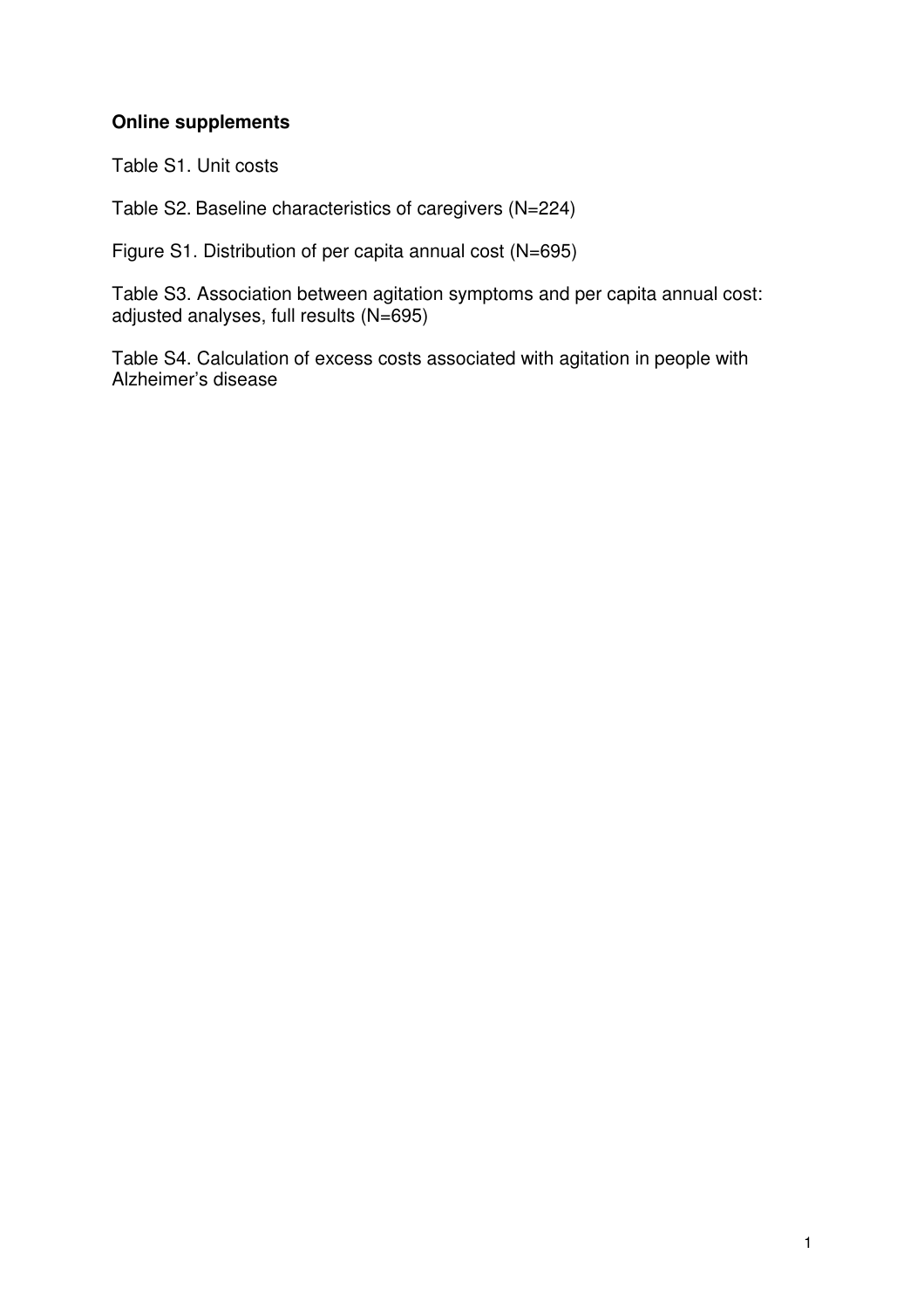**Online supplements**

Table S1. Unit costs

Table S2. Baseline characteristics of caregivers (N=224)

Figure S1. Distribution of per capita annual cost (N=695)

Table S3. Association between agitation symptoms and per capita annual cost: adjusted analyses, full results (N=695)

Table S4. Calculation of excess costs associated with agitation in people with Alzheimer's disease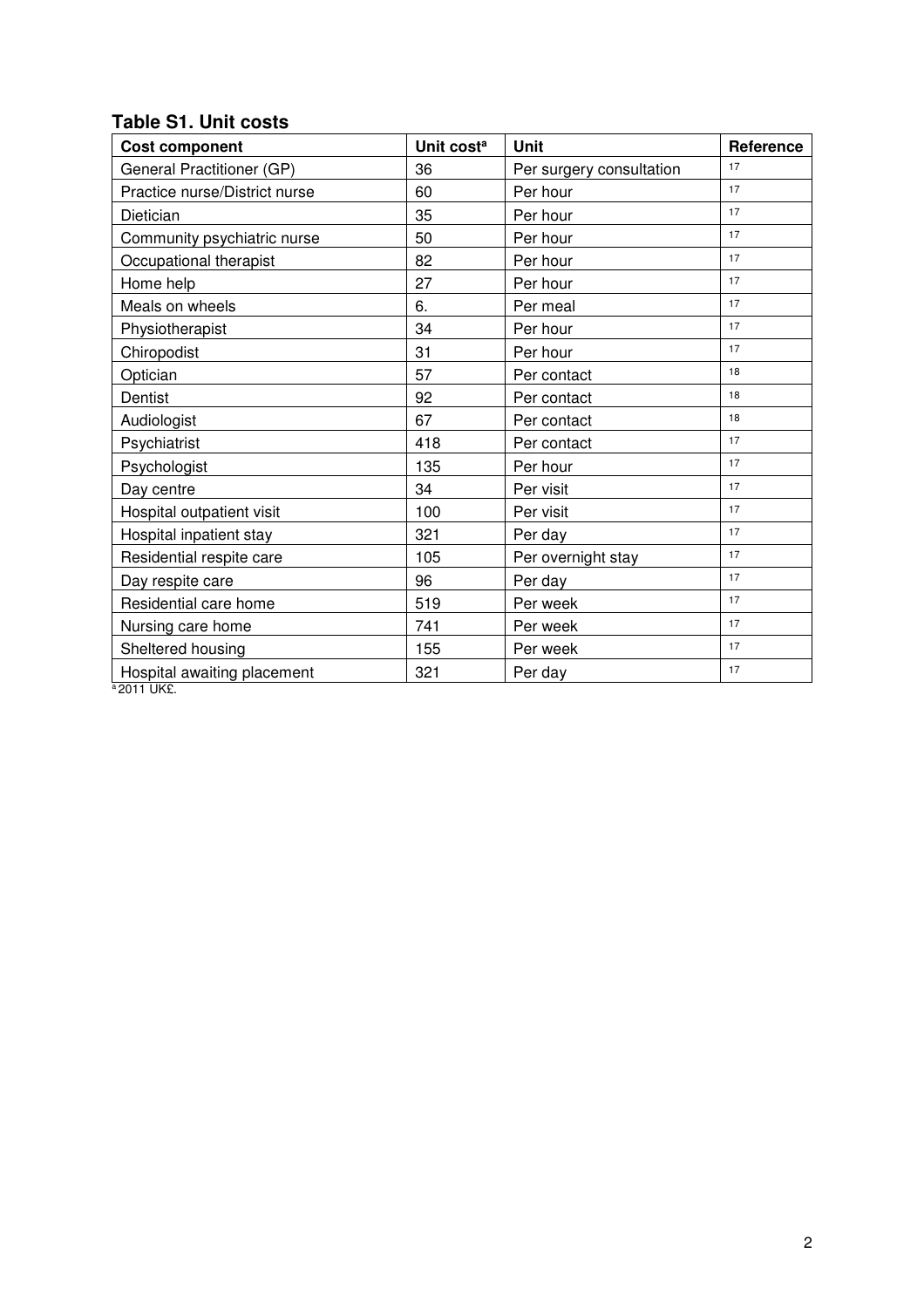**Table S1. Unit costs**

| Cost component | Unit cost[a] | Unit | Reference |
|---|---|---|---|
| General Practitioner (GP) | 36 | Per surgery consultation | [17] |
| Practice nurse/District nurse | 60 | Per hour | [17] |
| Dietician | 35 | Per hour | [17] |
| Community psychiatric nurse | 50 | Per hour | [17] |
| Occupational therapist | 82 | Per hour | [17] |
| Home help | 27 | Per hour | [17] |
| Meals on wheels | 6. | Per meal | [17] |
| Physiotherapist | 34 | Per hour | [17] |
| Chiropodist | 31 | Per hour | [17] |
| Optician | 57 | Per contact | [18] |
| Dentist | 92 | Per contact | [18] |
| Audiologist | 67 | Per contact | [18] |
| Psychiatrist | 418 | Per contact | [17] |
| Psychologist | 135 | Per hour | [17] |
| Day centre | 34 | Per visit | [17] |
| Hospital outpatient visit | 100 | Per visit | [17] |
| Hospital inpatient stay | 321 | Per day | [17] |
| Residential respite care | 105 | Per overnight stay | [17] |
| Day respite care | 96 | Per day | [17] |
| Residential care home | 519 | Per week | [17] |
| Nursing care home | 741 | Per week | [17] |
| Sheltered housing | 155 | Per week | [17] |
| Hospital awaiting placement | 321 | Per day | [17] |

[a] 2011 UK£.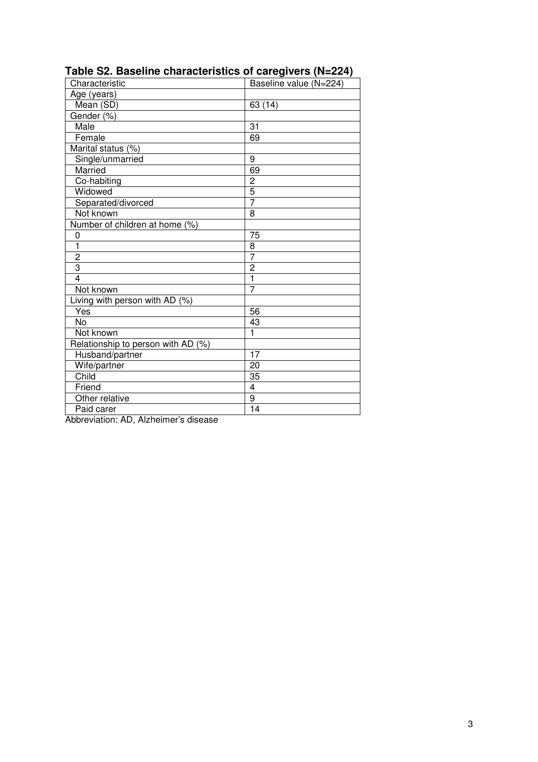**Table S2. Baseline characteristics of caregivers (N=224)**

| Characteristic | Baseline value (N=224) |
|---|---|
| Age (years) | |
| Mean (SD) | 63 (14) |
| Gender (%) | |
| Male | 31 |
| Female | 69 |
| Marital status (%) | |
| Single/unmarried | 9 |
| Married | 69 |
| Co-habiting | 2 |
| Widowed | 5 |
| Separated/divorced | 7 |
| Not known | 8 |
| Number of children at home (%) | |
| 0 | 75 |
| 1 | 8 |
| 2 | 7 |
| 3 | 2 |
| 4 | 1 |
| Not known | 7 |
| Living with person with AD (%) | |
| Yes | 56 |
| No | 43 |
| Not known | 1 |
| Relationship to person with AD (%) | |
| Husband/partner | 17 |
| Wife/partner | 20 |
| Child | 35 |
| Friend | 4 |
| Other relative | 9 |
| Paid carer | 14 |

Abbreviation: AD, Alzheimer's disease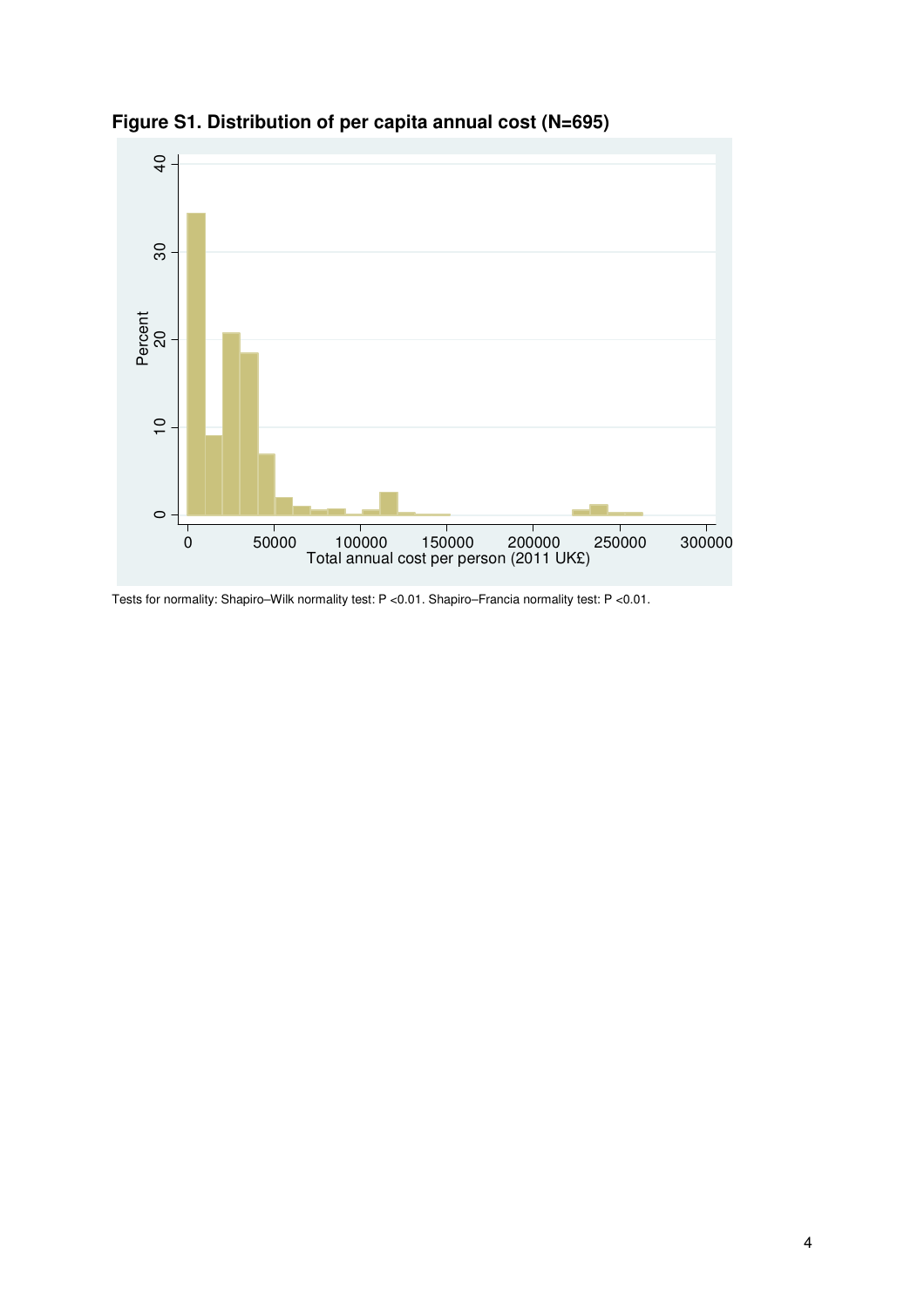**Figure S1. Distribution of per capita annual cost (N=695)**

Tests for normality: Shapiro–Wilk normality test: P <0.01. Shapiro–Francia normality test: P <0.01.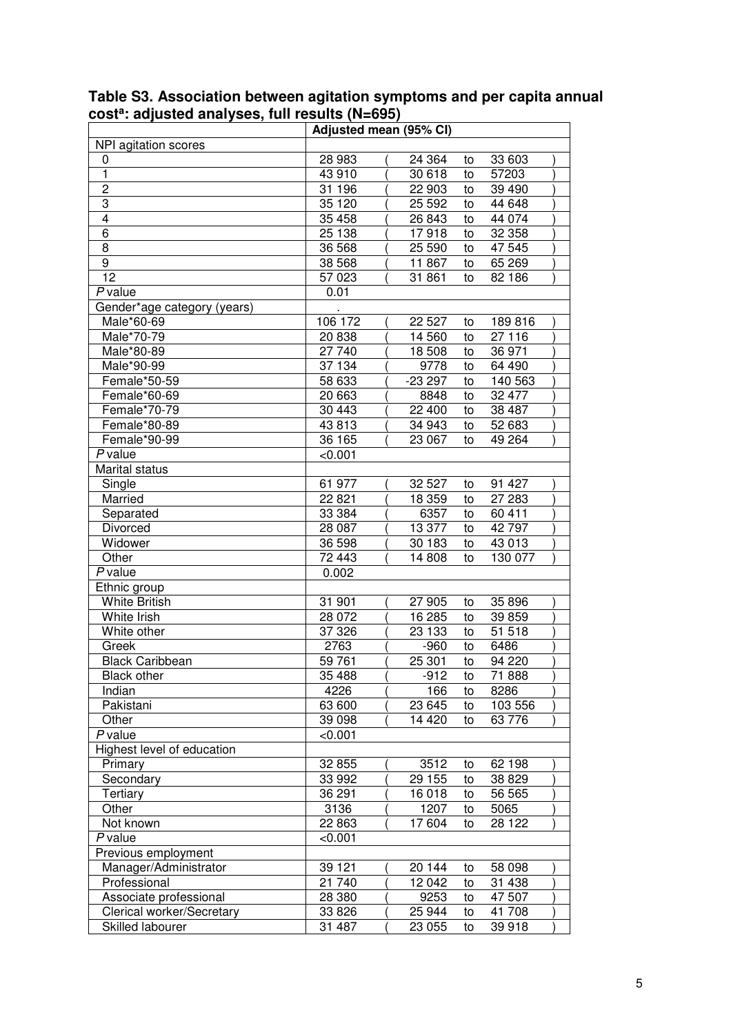**Table S3. Association between agitation symptoms and per capita annual cost[a]: adjusted analyses, full results (N=695)**

| | Adjusted mean (95% CI) |
|---|---|
| NPI agitation scores | |
| 0 | 28 983 ( 24 364 to 33 603 ) |
| 1 | 43 910 ( 30 618 to 57203 ) |
| 2 | 31 196 ( 22 903 to 39 490 ) |
| 3 | 35 120 ( 25 592 to 44 648 ) |
| 4 | 35 458 ( 26 843 to 44 074 ) |
| 6 | 25 138 ( 17 918 to 32 358 ) |
| 8 | 36 568 ( 25 590 to 47 545 ) |
| 9 | 38 568 ( 11 867 to 65 269 ) |
| 12 | 57 023 ( 31 861 to 82 186 ) |
| *P* value | 0.01 |
| Gender*age category (years) | . |
| Male*60-69 | 106 172 ( 22 527 to 189 816 ) |
| Male*70-79 | 20 838 ( 14 560 to 27 116 ) |
| Male*80-89 | 27 740 ( 18 508 to 36 971 ) |
| Male*90-99 | 37 134 ( 9778 to 64 490 ) |
| Female*50-59 | 58 633 ( -23 297 to 140 563 ) |
| Female*60-69 | 20 663 ( 8848 to 32 477 ) |
| Female*70-79 | 30 443 ( 22 400 to 38 487 ) |
| Female*80-89 | 43 813 ( 34 943 to 52 683 ) |
| Female*90-99 | 36 165 ( 23 067 to 49 264 ) |
| *P* value | <0.001 |
| Marital status | |
| Single | 61 977 ( 32 527 to 91 427 ) |
| Married | 22 821 ( 18 359 to 27 283 ) |
| Separated | 33 384 ( 6357 to 60 411 ) |
| Divorced | 28 087 ( 13 377 to 42 797 ) |
| Widower | 36 598 ( 30 183 to 43 013 ) |
| Other | 72 443 ( 14 808 to 130 077 ) |
| *P* value | 0.002 |
| Ethnic group | |
| White British | 31 901 ( 27 905 to 35 896 ) |
| White Irish | 28 072 ( 16 285 to 39 859 ) |
| White other | 37 326 ( 23 133 to 51 518 ) |
| Greek | 2763 ( -960 to 6486 ) |
| Black Caribbean | 59 761 ( 25 301 to 94 220 ) |
| Black other | 35 488 ( -912 to 71 888 ) |
| Indian | 4226 ( 166 to 8286 ) |
| Pakistani | 63 600 ( 23 645 to 103 556 ) |
| Other | 39 098 ( 14 420 to 63 776 ) |
| *P* value | <0.001 |
| Highest level of education | |
| Primary | 32 855 ( 3512 to 62 198 ) |
| Secondary | 33 992 ( 29 155 to 38 829 ) |
| Tertiary | 36 291 ( 16 018 to 56 565 ) |
| Other | 3136 ( 1207 to 5065 ) |
| Not known | 22 863 ( 17 604 to 28 122 ) |
| *P* value | <0.001 |
| Previous employment | |
| Manager/Administrator | 39 121 ( 20 144 to 58 098 ) |
| Professional | 21 740 ( 12 042 to 31 438 ) |
| Associate professional | 28 380 ( 9253 to 47 507 ) |
| Clerical worker/Secretary | 33 826 ( 25 944 to 41 708 ) |
| Skilled labourer | 31 487 ( 23 055 to 39 918 ) |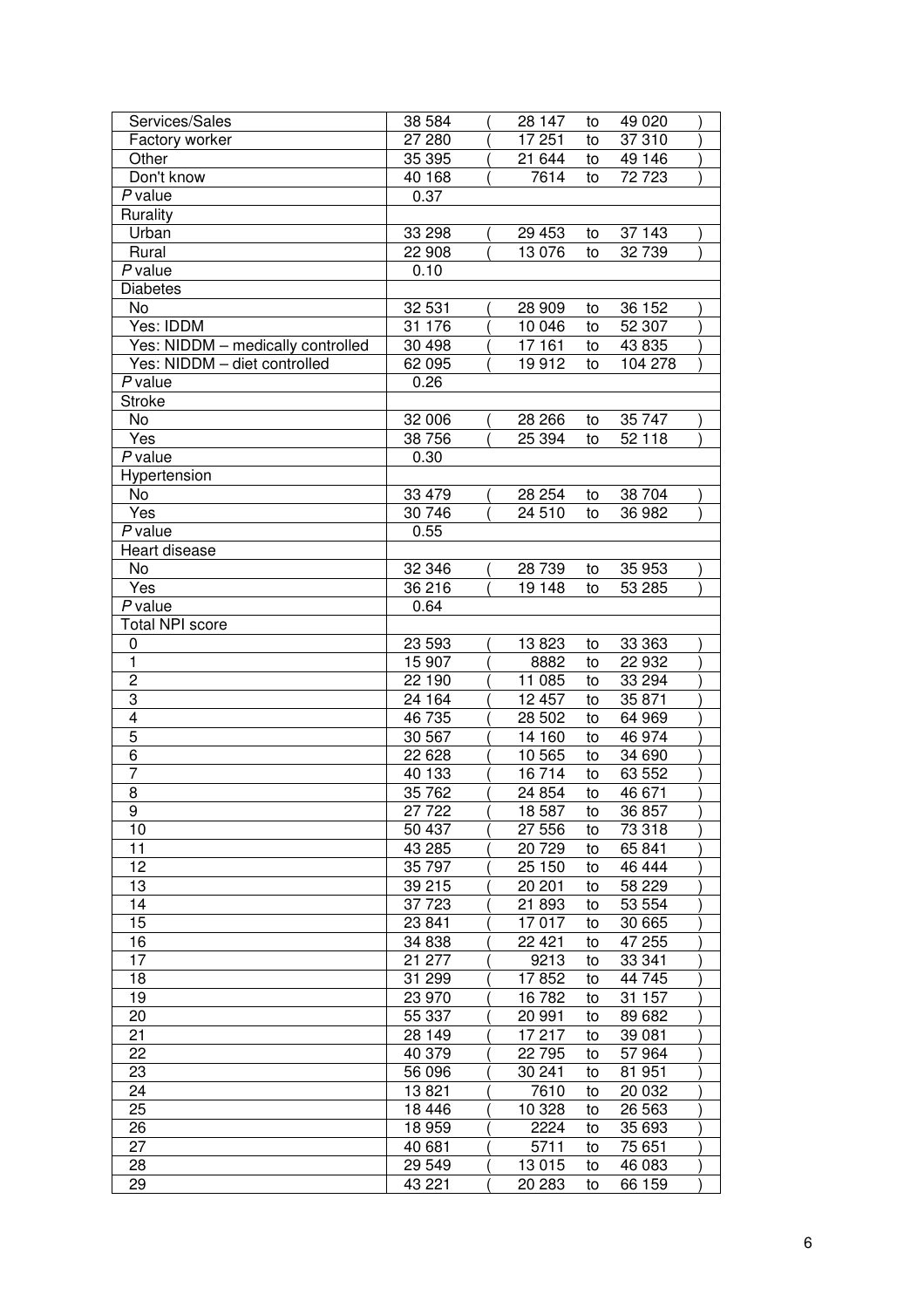| | | | | | | |
|---|---|---|---|---|---|---|
| Services/Sales | 38 584 | ( | 28 147 | to | 49 020 | ) |
| Factory worker | 27 280 | ( | 17 251 | to | 37 310 | ) |
| Other | 35 395 | ( | 21 644 | to | 49 146 | ) |
| Don't know | 40 168 | ( | 7614 | to | 72 723 | ) |
| *P* value | 0.37 | | | | | |
| Rurality | | | | | | |
| Urban | 33 298 | ( | 29 453 | to | 37 143 | ) |
| Rural | 22 908 | ( | 13 076 | to | 32 739 | ) |
| *P* value | 0.10 | | | | | |
| Diabetes | | | | | | |
| No | 32 531 | ( | 28 909 | to | 36 152 | ) |
| Yes: IDDM | 31 176 | ( | 10 046 | to | 52 307 | ) |
| Yes: NIDDM – medically controlled | 30 498 | ( | 17 161 | to | 43 835 | ) |
| Yes: NIDDM – diet controlled | 62 095 | ( | 19 912 | to | 104 278 | ) |
| *P* value | 0.26 | | | | | |
| Stroke | | | | | | |
| No | 32 006 | ( | 28 266 | to | 35 747 | ) |
| Yes | 38 756 | ( | 25 394 | to | 52 118 | ) |
| *P* value | 0.30 | | | | | |
| Hypertension | | | | | | |
| No | 33 479 | ( | 28 254 | to | 38 704 | ) |
| Yes | 30 746 | ( | 24 510 | to | 36 982 | ) |
| *P* value | 0.55 | | | | | |
| Heart disease | | | | | | |
| No | 32 346 | ( | 28 739 | to | 35 953 | ) |
| Yes | 36 216 | ( | 19 148 | to | 53 285 | ) |
| *P* value | 0.64 | | | | | |
| Total NPI score | | | | | | |
| 0 | 23 593 | ( | 13 823 | to | 33 363 | ) |
| 1 | 15 907 | ( | 8882 | to | 22 932 | ) |
| 2 | 22 190 | ( | 11 085 | to | 33 294 | ) |
| 3 | 24 164 | ( | 12 457 | to | 35 871 | ) |
| 4 | 46 735 | ( | 28 502 | to | 64 969 | ) |
| 5 | 30 567 | ( | 14 160 | to | 46 974 | ) |
| 6 | 22 628 | ( | 10 565 | to | 34 690 | ) |
| 7 | 40 133 | ( | 16 714 | to | 63 552 | ) |
| 8 | 35 762 | ( | 24 854 | to | 46 671 | ) |
| 9 | 27 722 | ( | 18 587 | to | 36 857 | ) |
| 10 | 50 437 | ( | 27 556 | to | 73 318 | ) |
| 11 | 43 285 | ( | 20 729 | to | 65 841 | ) |
| 12 | 35 797 | ( | 25 150 | to | 46 444 | ) |
| 13 | 39 215 | ( | 20 201 | to | 58 229 | ) |
| 14 | 37 723 | ( | 21 893 | to | 53 554 | ) |
| 15 | 23 841 | ( | 17 017 | to | 30 665 | ) |
| 16 | 34 838 | ( | 22 421 | to | 47 255 | ) |
| 17 | 21 277 | ( | 9213 | to | 33 341 | ) |
| 18 | 31 299 | ( | 17 852 | to | 44 745 | ) |
| 19 | 23 970 | ( | 16 782 | to | 31 157 | ) |
| 20 | 55 337 | ( | 20 991 | to | 89 682 | ) |
| 21 | 28 149 | ( | 17 217 | to | 39 081 | ) |
| 22 | 40 379 | ( | 22 795 | to | 57 964 | ) |
| 23 | 56 096 | ( | 30 241 | to | 81 951 | ) |
| 24 | 13 821 | ( | 7610 | to | 20 032 | ) |
| 25 | 18 446 | ( | 10 328 | to | 26 563 | ) |
| 26 | 18 959 | ( | 2224 | to | 35 693 | ) |
| 27 | 40 681 | ( | 5711 | to | 75 651 | ) |
| 28 | 29 549 | ( | 13 015 | to | 46 083 | ) |
| 29 | 43 221 | ( | 20 283 | to | 66 159 | ) |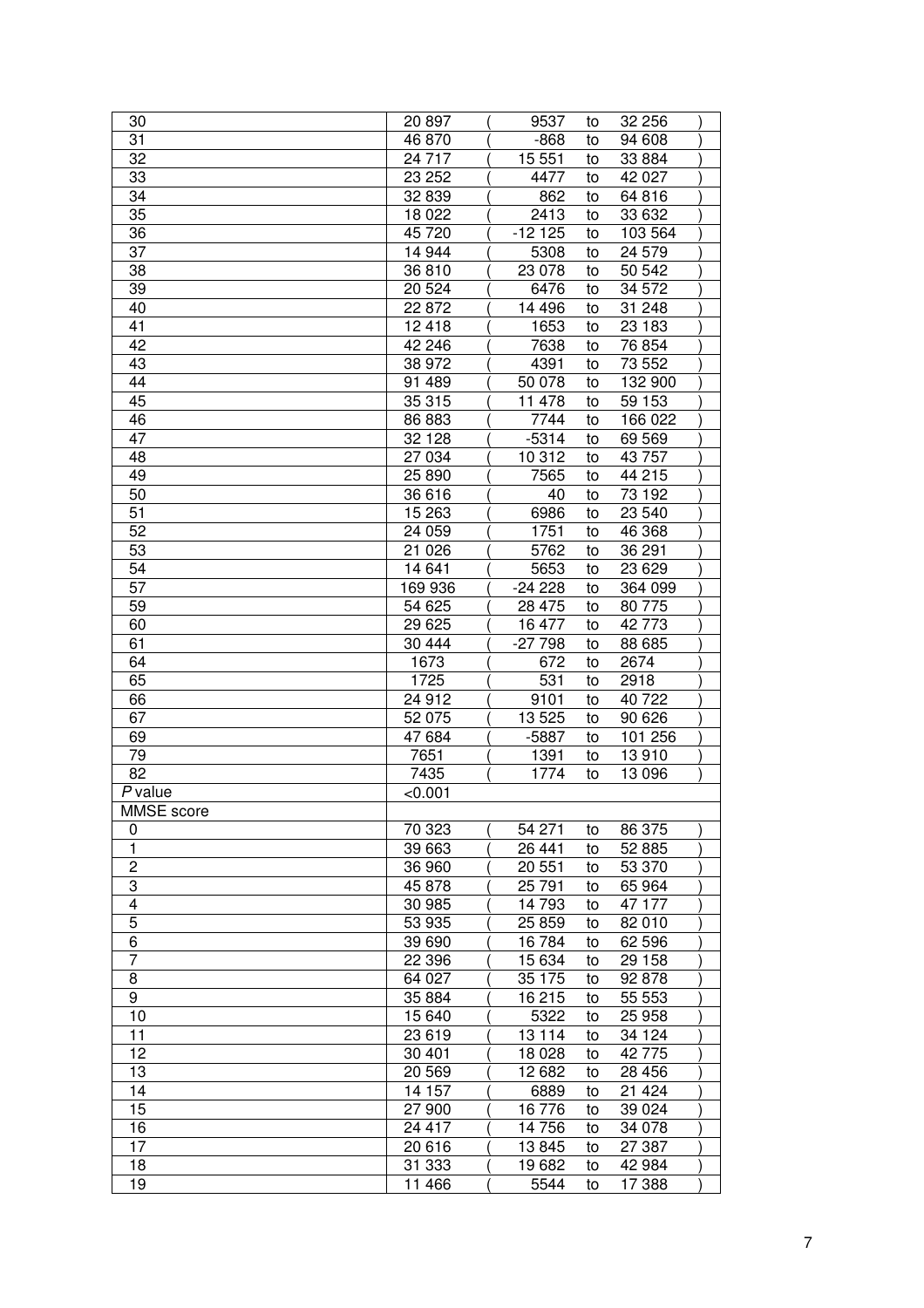| | | | | | |
|---|---|---|---|---|---|
| 30 | 20 897 | ( 9537 | to | 32 256 | ) |
| 31 | 46 870 | ( -868 | to | 94 608 | ) |
| 32 | 24 717 | ( 15 551 | to | 33 884 | ) |
| 33 | 23 252 | ( 4477 | to | 42 027 | ) |
| 34 | 32 839 | ( 862 | to | 64 816 | ) |
| 35 | 18 022 | ( 2413 | to | 33 632 | ) |
| 36 | 45 720 | ( -12 125 | to | 103 564 | ) |
| 37 | 14 944 | ( 5308 | to | 24 579 | ) |
| 38 | 36 810 | ( 23 078 | to | 50 542 | ) |
| 39 | 20 524 | ( 6476 | to | 34 572 | ) |
| 40 | 22 872 | ( 14 496 | to | 31 248 | ) |
| 41 | 12 418 | ( 1653 | to | 23 183 | ) |
| 42 | 42 246 | ( 7638 | to | 76 854 | ) |
| 43 | 38 972 | ( 4391 | to | 73 552 | ) |
| 44 | 91 489 | ( 50 078 | to | 132 900 | ) |
| 45 | 35 315 | ( 11 478 | to | 59 153 | ) |
| 46 | 86 883 | ( 7744 | to | 166 022 | ) |
| 47 | 32 128 | ( -5314 | to | 69 569 | ) |
| 48 | 27 034 | ( 10 312 | to | 43 757 | ) |
| 49 | 25 890 | ( 7565 | to | 44 215 | ) |
| 50 | 36 616 | ( 40 | to | 73 192 | ) |
| 51 | 15 263 | ( 6986 | to | 23 540 | ) |
| 52 | 24 059 | ( 1751 | to | 46 368 | ) |
| 53 | 21 026 | ( 5762 | to | 36 291 | ) |
| 54 | 14 641 | ( 5653 | to | 23 629 | ) |
| 57 | 169 936 | ( -24 228 | to | 364 099 | ) |
| 59 | 54 625 | ( 28 475 | to | 80 775 | ) |
| 60 | 29 625 | ( 16 477 | to | 42 773 | ) |
| 61 | 30 444 | ( -27 798 | to | 88 685 | ) |
| 64 | 1673 | ( 672 | to | 2674 | ) |
| 65 | 1725 | ( 531 | to | 2918 | ) |
| 66 | 24 912 | ( 9101 | to | 40 722 | ) |
| 67 | 52 075 | ( 13 525 | to | 90 626 | ) |
| 69 | 47 684 | ( -5887 | to | 101 256 | ) |
| 79 | 7651 | ( 1391 | to | 13 910 | ) |
| 82 | 7435 | ( 1774 | to | 13 096 | ) |
| *P* value | <0.001 | | | | |
| MMSE score | | | | | |
| 0 | 70 323 | ( 54 271 | to | 86 375 | ) |
| 1 | 39 663 | ( 26 441 | to | 52 885 | ) |
| 2 | 36 960 | ( 20 551 | to | 53 370 | ) |
| 3 | 45 878 | ( 25 791 | to | 65 964 | ) |
| 4 | 30 985 | ( 14 793 | to | 47 177 | ) |
| 5 | 53 935 | ( 25 859 | to | 82 010 | ) |
| 6 | 39 690 | ( 16 784 | to | 62 596 | ) |
| 7 | 22 396 | ( 15 634 | to | 29 158 | ) |
| 8 | 64 027 | ( 35 175 | to | 92 878 | ) |
| 9 | 35 884 | ( 16 215 | to | 55 553 | ) |
| 10 | 15 640 | ( 5322 | to | 25 958 | ) |
| 11 | 23 619 | ( 13 114 | to | 34 124 | ) |
| 12 | 30 401 | ( 18 028 | to | 42 775 | ) |
| 13 | 20 569 | ( 12 682 | to | 28 456 | ) |
| 14 | 14 157 | ( 6889 | to | 21 424 | ) |
| 15 | 27 900 | ( 16 776 | to | 39 024 | ) |
| 16 | 24 417 | ( 14 756 | to | 34 078 | ) |
| 17 | 20 616 | ( 13 845 | to | 27 387 | ) |
| 18 | 31 333 | ( 19 682 | to | 42 984 | ) |
| 19 | 11 466 | ( 5544 | to | 17 388 | ) |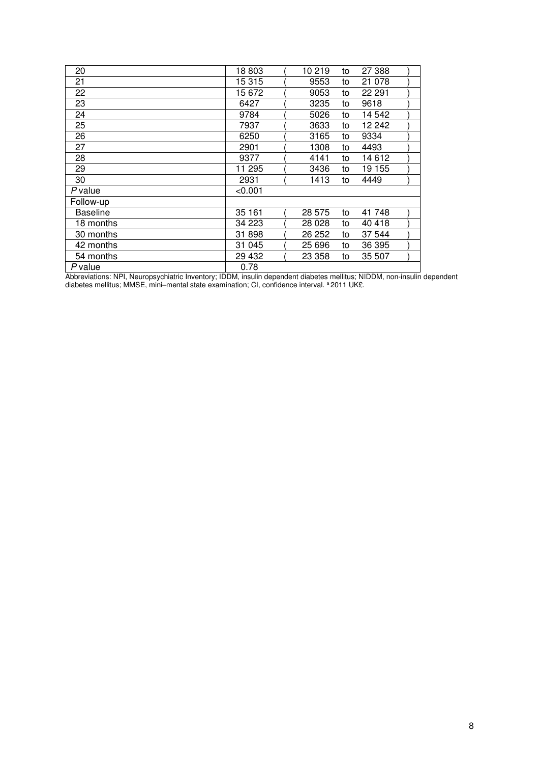| | | | | | | |
|---|---|---|---|---|---|---|
| 20 | 18 803 | ( | 10 219 | to | 27 388 | ) |
| 21 | 15 315 | ( | 9553 | to | 21 078 | ) |
| 22 | 15 672 | ( | 9053 | to | 22 291 | ) |
| 23 | 6427 | ( | 3235 | to | 9618 | ) |
| 24 | 9784 | ( | 5026 | to | 14 542 | ) |
| 25 | 7937 | ( | 3633 | to | 12 242 | ) |
| 26 | 6250 | ( | 3165 | to | 9334 | ) |
| 27 | 2901 | ( | 1308 | to | 4493 | ) |
| 28 | 9377 | ( | 4141 | to | 14 612 | ) |
| 29 | 11 295 | ( | 3436 | to | 19 155 | ) |
| 30 | 2931 | ( | 1413 | to | 4449 | ) |
| *P* value | <0.001 | | | | | |
| Follow-up | | | | | | |
| Baseline | 35 161 | ( | 28 575 | to | 41 748 | ) |
| 18 months | 34 223 | ( | 28 028 | to | 40 418 | ) |
| 30 months | 31 898 | ( | 26 252 | to | 37 544 | ) |
| 42 months | 31 045 | ( | 25 696 | to | 36 395 | ) |
| 54 months | 29 432 | ( | 23 358 | to | 35 507 | ) |
| *P* value | 0.78 | | | | | |

Abbreviations: NPI, Neuropsychiatric Inventory; IDDM, insulin dependent diabetes mellitus; NIDDM, non-insulin dependent diabetes mellitus; MMSE, mini–mental state examination; CI, confidence interval. [a] 2011 UK£.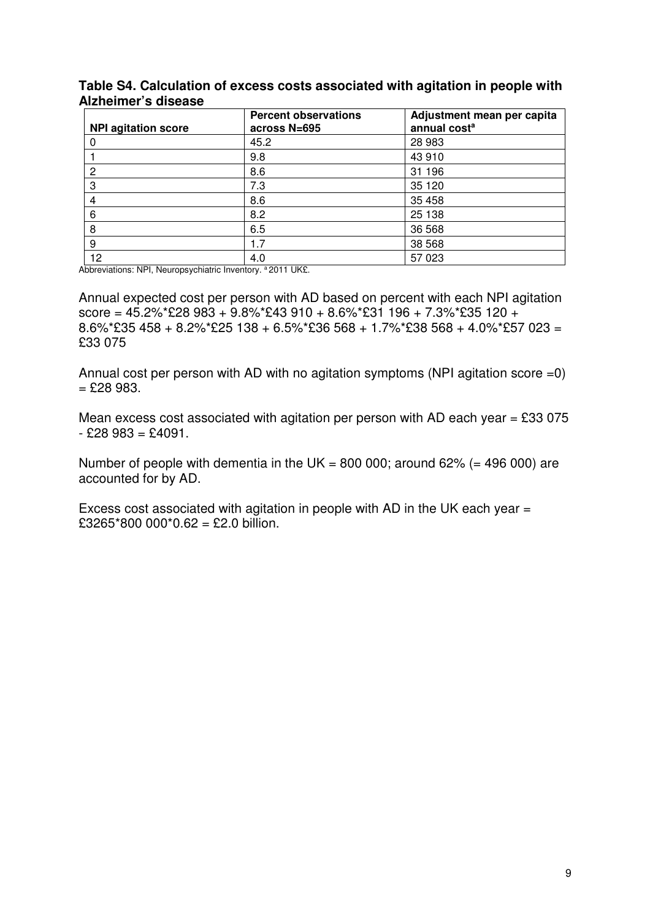**Table S4. Calculation of excess costs associated with agitation in people with Alzheimer's disease**

| NPI agitation score | Percent observations across N=695 | Adjustment mean per capita annual cost[a] |
|---|---|---|
| 0 | 45.2 | 28 983 |
| 1 | 9.8 | 43 910 |
| 2 | 8.6 | 31 196 |
| 3 | 7.3 | 35 120 |
| 4 | 8.6 | 35 458 |
| 6 | 8.2 | 25 138 |
| 8 | 6.5 | 36 568 |
| 9 | 1.7 | 38 568 |
| 12 | 4.0 | 57 023 |

Abbreviations: NPI, Neuropsychiatric Inventory. [a] 2011 UK£.

Annual expected cost per person with AD based on percent with each NPI agitation score = 45.2%*£28 983 + 9.8%*£43 910 + 8.6%*£31 196 + 7.3%*£35 120 + 8.6%*£35 458 + 8.2%*£25 138 + 6.5%*£36 568 + 1.7%*£38 568 + 4.0%*£57 023 = £33 075

Annual cost per person with AD with no agitation symptoms (NPI agitation score =0) = £28 983.

Mean excess cost associated with agitation per person with AD each year = £33 075 - £28 983 = £4091.

Number of people with dementia in the UK = 800 000; around 62% (= 496 000) are accounted for by AD.

Excess cost associated with agitation in people with AD in the UK each year = £3265*800 000*0.62 = £2.0 billion.